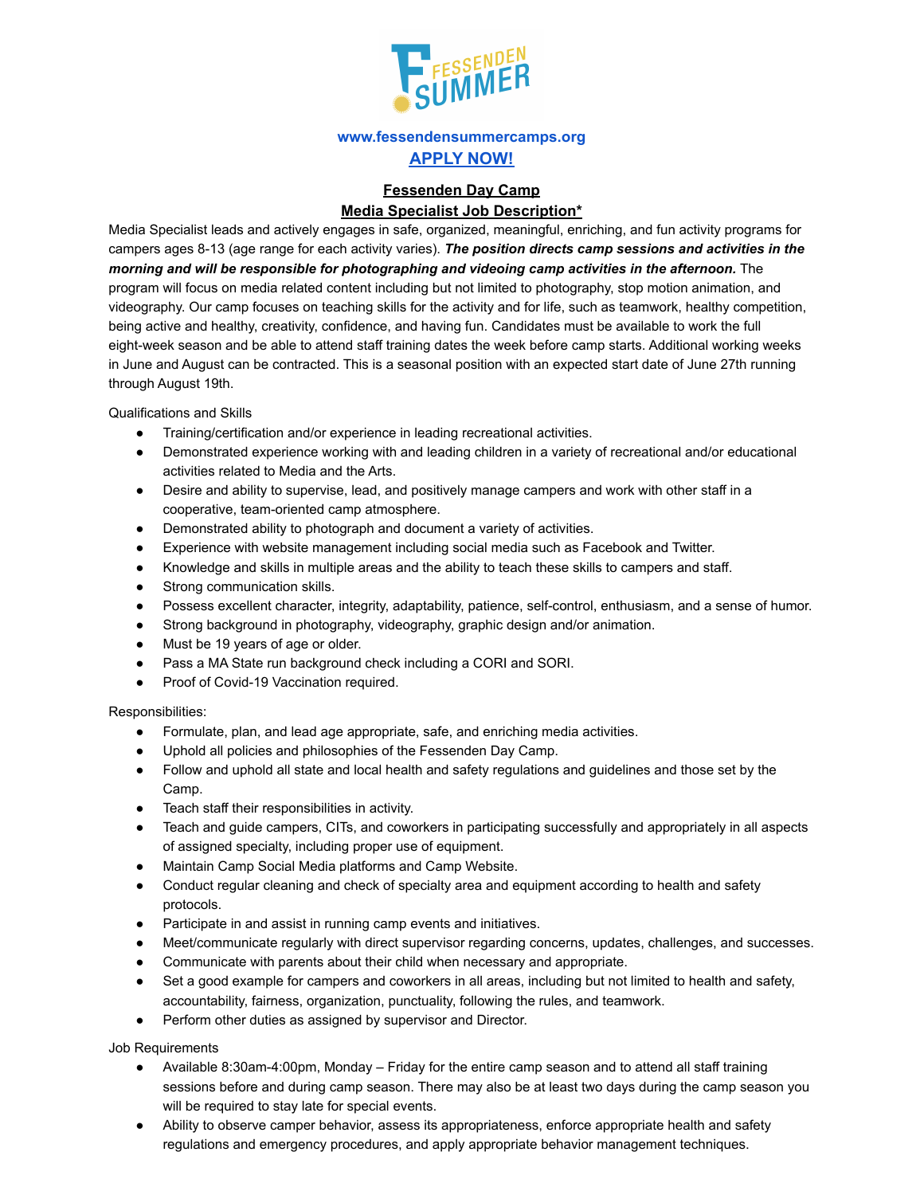www.fessendensummercamps.org

**APPLY NOW!**

## Fessenden Day Camp

## Media Specialist Job Description*

Media Specialist leads and actively engages in safe, organized, meaningful, enriching, and fun activity programs for campers ages 8-13 (age range for each activity varies). ***The position directs camp sessions and activities in the morning and will be responsible for photographing and videoing camp activities in the afternoon.*** The program will focus on media related content including but not limited to photography, stop motion animation, and videography. Our camp focuses on teaching skills for the activity and for life, such as teamwork, healthy competition, being active and healthy, creativity, confidence, and having fun. Candidates must be available to work the full eight-week season and be able to attend staff training dates the week before camp starts. Additional working weeks in June and August can be contracted. This is a seasonal position with an expected start date of June 27th running through August 19th.

Qualifications and Skills

- Training/certification and/or experience in leading recreational activities.
- Demonstrated experience working with and leading children in a variety of recreational and/or educational activities related to Media and the Arts.
- Desire and ability to supervise, lead, and positively manage campers and work with other staff in a cooperative, team-oriented camp atmosphere.
- Demonstrated ability to photograph and document a variety of activities.
- Experience with website management including social media such as Facebook and Twitter.
- Knowledge and skills in multiple areas and the ability to teach these skills to campers and staff.
- Strong communication skills.
- Possess excellent character, integrity, adaptability, patience, self-control, enthusiasm, and a sense of humor.
- Strong background in photography, videography, graphic design and/or animation.
- Must be 19 years of age or older.
- Pass a MA State run background check including a CORI and SORI.
- Proof of Covid-19 Vaccination required.

Responsibilities:

- Formulate, plan, and lead age appropriate, safe, and enriching media activities.
- Uphold all policies and philosophies of the Fessenden Day Camp.
- Follow and uphold all state and local health and safety regulations and guidelines and those set by the Camp.
- Teach staff their responsibilities in activity.
- Teach and guide campers, CITs, and coworkers in participating successfully and appropriately in all aspects of assigned specialty, including proper use of equipment.
- Maintain Camp Social Media platforms and Camp Website.
- Conduct regular cleaning and check of specialty area and equipment according to health and safety protocols.
- Participate in and assist in running camp events and initiatives.
- Meet/communicate regularly with direct supervisor regarding concerns, updates, challenges, and successes.
- Communicate with parents about their child when necessary and appropriate.
- Set a good example for campers and coworkers in all areas, including but not limited to health and safety, accountability, fairness, organization, punctuality, following the rules, and teamwork.
- Perform other duties as assigned by supervisor and Director.

Job Requirements

- Available 8:30am-4:00pm, Monday – Friday for the entire camp season and to attend all staff training sessions before and during camp season. There may also be at least two days during the camp season you will be required to stay late for special events.
- Ability to observe camper behavior, assess its appropriateness, enforce appropriate health and safety regulations and emergency procedures, and apply appropriate behavior management techniques.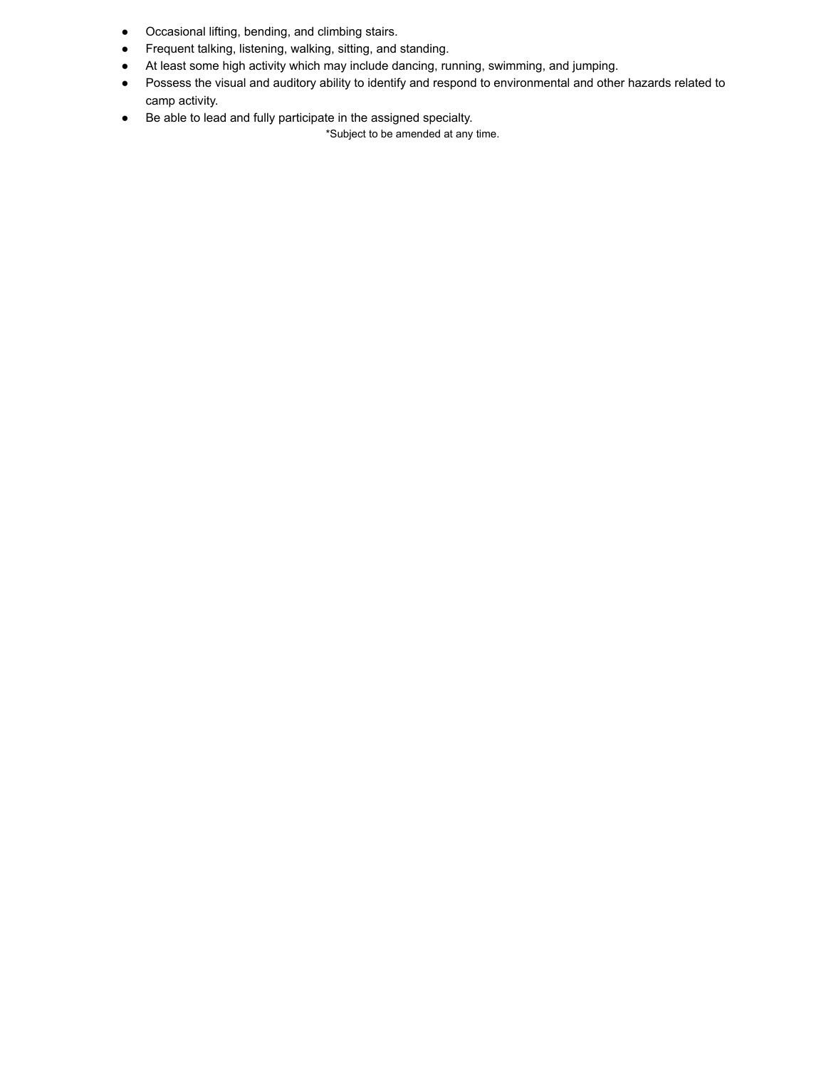- Occasional lifting, bending, and climbing stairs.
- Frequent talking, listening, walking, sitting, and standing.
- At least some high activity which may include dancing, running, swimming, and jumping.
- Possess the visual and auditory ability to identify and respond to environmental and other hazards related to camp activity.
- Be able to lead and fully participate in the assigned specialty.

*Subject to be amended at any time.